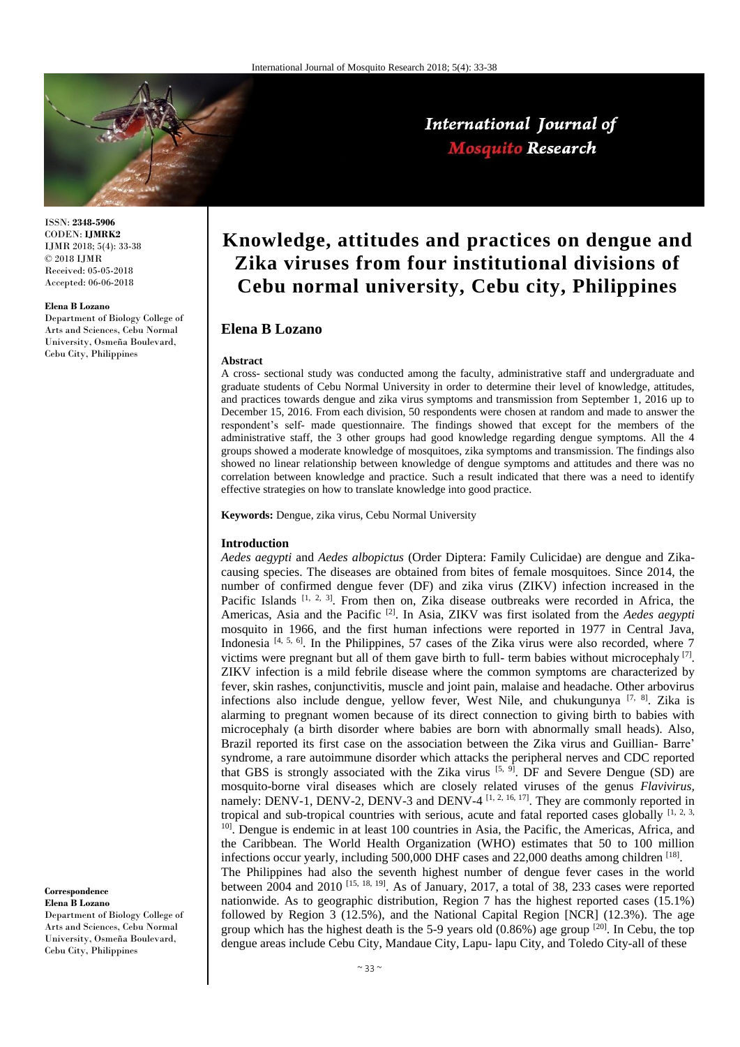ISSN: **2348-5906**
CODEN: **IJMRK2**
IJMR 2018; 5(4): 33-38
© 2018 IJMR
Received: 05-05-2018
Accepted: 06-06-2018

**Elena B Lozano**
Department of Biology College of Arts and Sciences, Cebu Normal University, Osmeña Boulevard, Cebu City, Philippines

**Correspondence**
**Elena B Lozano**
Department of Biology College of Arts and Sciences, Cebu Normal University, Osmeña Boulevard, Cebu City, Philippines

# Knowledge, attitudes and practices on dengue and Zika viruses from four institutional divisions of Cebu normal university, Cebu city, Philippines

## Elena B Lozano

### Abstract

A cross- sectional study was conducted among the faculty, administrative staff and undergraduate and graduate students of Cebu Normal University in order to determine their level of knowledge, attitudes, and practices towards dengue and zika virus symptoms and transmission from September 1, 2016 up to December 15, 2016. From each division, 50 respondents were chosen at random and made to answer the respondent's self- made questionnaire. The findings showed that except for the members of the administrative staff, the 3 other groups had good knowledge regarding dengue symptoms. All the 4 groups showed a moderate knowledge of mosquitoes, zika symptoms and transmission. The findings also showed no linear relationship between knowledge of dengue symptoms and attitudes and there was no correlation between knowledge and practice. Such a result indicated that there was a need to identify effective strategies on how to translate knowledge into good practice.

**Keywords:** Dengue, zika virus, Cebu Normal University

### Introduction

*Aedes aegypti* and *Aedes albopictus* (Order Diptera: Family Culicidae) are dengue and Zika-causing species. The diseases are obtained from bites of female mosquitoes. Since 2014, the number of confirmed dengue fever (DF) and zika virus (ZIKV) infection increased in the Pacific Islands [1, 2, 3]. From then on, Zika disease outbreaks were recorded in Africa, the Americas, Asia and the Pacific [2]. In Asia, ZIKV was first isolated from the *Aedes aegypti* mosquito in 1966, and the first human infections were reported in 1977 in Central Java, Indonesia [4, 5, 6]. In the Philippines, 57 cases of the Zika virus were also recorded, where 7 victims were pregnant but all of them gave birth to full- term babies without microcephaly [7]. ZIKV infection is a mild febrile disease where the common symptoms are characterized by fever, skin rashes, conjunctivitis, muscle and joint pain, malaise and headache. Other arbovirus infections also include dengue, yellow fever, West Nile, and chukungunya [7, 8]. Zika is alarming to pregnant women because of its direct connection to giving birth to babies with microcephaly (a birth disorder where babies are born with abnormally small heads). Also, Brazil reported its first case on the association between the Zika virus and Guillian- Barre' syndrome, a rare autoimmune disorder which attacks the peripheral nerves and CDC reported that GBS is strongly associated with the Zika virus [5, 9]. DF and Severe Dengue (SD) are mosquito-borne viral diseases which are closely related viruses of the genus *Flavivirus*, namely: DENV-1, DENV-2, DENV-3 and DENV-4 [1, 2, 16, 17]. They are commonly reported in tropical and sub-tropical countries with serious, acute and fatal reported cases globally [1, 2, 3, 10]. Dengue is endemic in at least 100 countries in Asia, the Pacific, the Americas, Africa, and the Caribbean. The World Health Organization (WHO) estimates that 50 to 100 million infections occur yearly, including 500,000 DHF cases and 22,000 deaths among children [18].

The Philippines had also the seventh highest number of dengue fever cases in the world between 2004 and 2010 [15, 18, 19]. As of January, 2017, a total of 38, 233 cases were reported nationwide. As to geographic distribution, Region 7 has the highest reported cases (15.1%) followed by Region 3 (12.5%), and the National Capital Region [NCR] (12.3%). The age group which has the highest death is the 5-9 years old (0.86%) age group [20]. In Cebu, the top dengue areas include Cebu City, Mandaue City, Lapu- lapu City, and Toledo City-all of these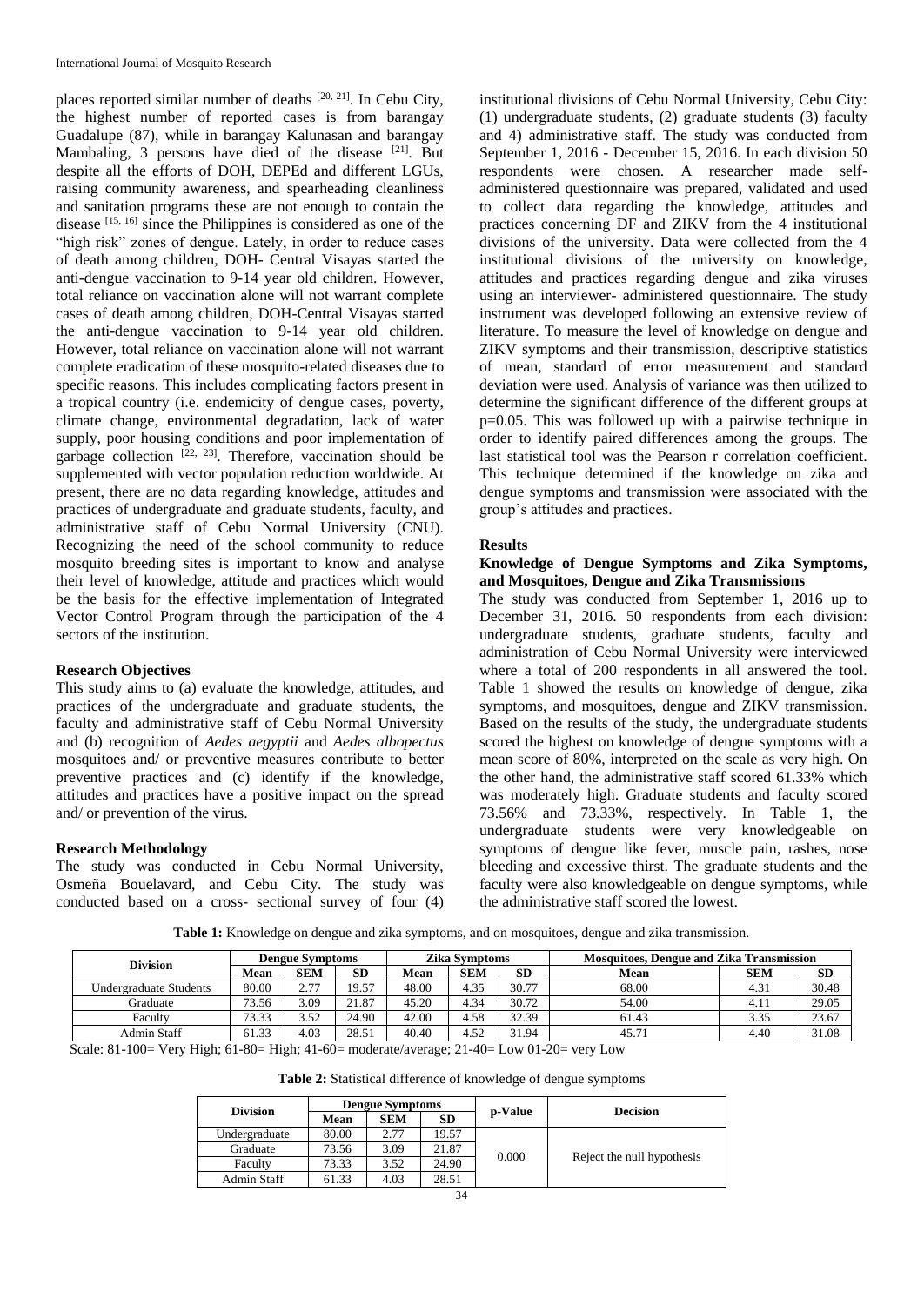places reported similar number of deaths [20, 21]. In Cebu City, the highest number of reported cases is from barangay Guadalupe (87), while in barangay Kalunasan and barangay Mambaling, 3 persons have died of the disease [21]. But despite all the efforts of DOH, DEPEd and different LGUs, raising community awareness, and spearheading cleanliness and sanitation programs these are not enough to contain the disease [15, 16] since the Philippines is considered as one of the "high risk" zones of dengue. Lately, in order to reduce cases of death among children, DOH- Central Visayas started the anti-dengue vaccination to 9-14 year old children. However, total reliance on vaccination alone will not warrant complete cases of death among children, DOH-Central Visayas started the anti-dengue vaccination to 9-14 year old children. However, total reliance on vaccination alone will not warrant complete eradication of these mosquito-related diseases due to specific reasons. This includes complicating factors present in a tropical country (i.e. endemicity of dengue cases, poverty, climate change, environmental degradation, lack of water supply, poor housing conditions and poor implementation of garbage collection [22, 23]. Therefore, vaccination should be supplemented with vector population reduction worldwide. At present, there are no data regarding knowledge, attitudes and practices of undergraduate and graduate students, faculty, and administrative staff of Cebu Normal University (CNU). Recognizing the need of the school community to reduce mosquito breeding sites is important to know and analyse their level of knowledge, attitude and practices which would be the basis for the effective implementation of Integrated Vector Control Program through the participation of the 4 sectors of the institution.

### Research Objectives

This study aims to (a) evaluate the knowledge, attitudes, and practices of the undergraduate and graduate students, the faculty and administrative staff of Cebu Normal University and (b) recognition of *Aedes aegyptii* and *Aedes albopectus* mosquitoes and/ or preventive measures contribute to better preventive practices and (c) identify if the knowledge, attitudes and practices have a positive impact on the spread and/ or prevention of the virus.

### Research Methodology

The study was conducted in Cebu Normal University, Osmeña Bouelavard, and Cebu City. The study was conducted based on a cross- sectional survey of four (4) institutional divisions of Cebu Normal University, Cebu City: (1) undergraduate students, (2) graduate students (3) faculty and 4) administrative staff. The study was conducted from September 1, 2016 - December 15, 2016. In each division 50 respondents were chosen. A researcher made self-administered questionnaire was prepared, validated and used to collect data regarding the knowledge, attitudes and practices concerning DF and ZIKV from the 4 institutional divisions of the university. Data were collected from the 4 institutional divisions of the university on knowledge, attitudes and practices regarding dengue and zika viruses using an interviewer- administered questionnaire. The study instrument was developed following an extensive review of literature. To measure the level of knowledge on dengue and ZIKV symptoms and their transmission, descriptive statistics of mean, standard of error measurement and standard deviation were used. Analysis of variance was then utilized to determine the significant difference of the different groups at p=0.05. This was followed up with a pairwise technique in order to identify paired differences among the groups. The last statistical tool was the Pearson r correlation coefficient. This technique determined if the knowledge on zika and dengue symptoms and transmission were associated with the group's attitudes and practices.

## Results

### Knowledge of Dengue Symptoms and Zika Symptoms, and Mosquitoes, Dengue and Zika Transmissions

The study was conducted from September 1, 2016 up to December 31, 2016. 50 respondents from each division: undergraduate students, graduate students, faculty and administration of Cebu Normal University were interviewed where a total of 200 respondents in all answered the tool. Table 1 showed the results on knowledge of dengue, zika symptoms, and mosquitoes, dengue and ZIKV transmission. Based on the results of the study, the undergraduate students scored the highest on knowledge of dengue symptoms with a mean score of 80%, interpreted on the scale as very high. On the other hand, the administrative staff scored 61.33% which was moderately high. Graduate students and faculty scored 73.56% and 73.33%, respectively. In Table 1, the undergraduate students were very knowledgeable on symptoms of dengue like fever, muscle pain, rashes, nose bleeding and excessive thirst. The graduate students and the faculty were also knowledgeable on dengue symptoms, while the administrative staff scored the lowest.

**Table 1:** Knowledge on dengue and zika symptoms, and on mosquitoes, dengue and zika transmission.

| Division | Dengue Symptoms | | | Zika Symptoms | | | Mosquitoes, Dengue and Zika Transmission | | |
|---|---|---|---|---|---|---|---|---|---|
| | Mean | SEM | SD | Mean | SEM | SD | Mean | SEM | SD |
| Undergraduate Students | 80.00 | 2.77 | 19.57 | 48.00 | 4.35 | 30.77 | 68.00 | 4.31 | 30.48 |
| Graduate | 73.56 | 3.09 | 21.87 | 45.20 | 4.34 | 30.72 | 54.00 | 4.11 | 29.05 |
| Faculty | 73.33 | 3.52 | 24.90 | 42.00 | 4.58 | 32.39 | 61.43 | 3.35 | 23.67 |
| Admin Staff | 61.33 | 4.03 | 28.51 | 40.40 | 4.52 | 31.94 | 45.71 | 4.40 | 31.08 |

Scale: 81-100= Very High; 61-80= High; 41-60= moderate/average; 21-40= Low 01-20= very Low

**Table 2:** Statistical difference of knowledge of dengue symptoms

| Division | Dengue Symptoms | | | p-Value | Decision |
|---|---|---|---|---|---|
| | Mean | SEM | SD | | |
| Undergraduate | 80.00 | 2.77 | 19.57 | 0.000 | Reject the null hypothesis |
| Graduate | 73.56 | 3.09 | 21.87 | | |
| Faculty | 73.33 | 3.52 | 24.90 | | |
| Admin Staff | 61.33 | 4.03 | 28.51 | | |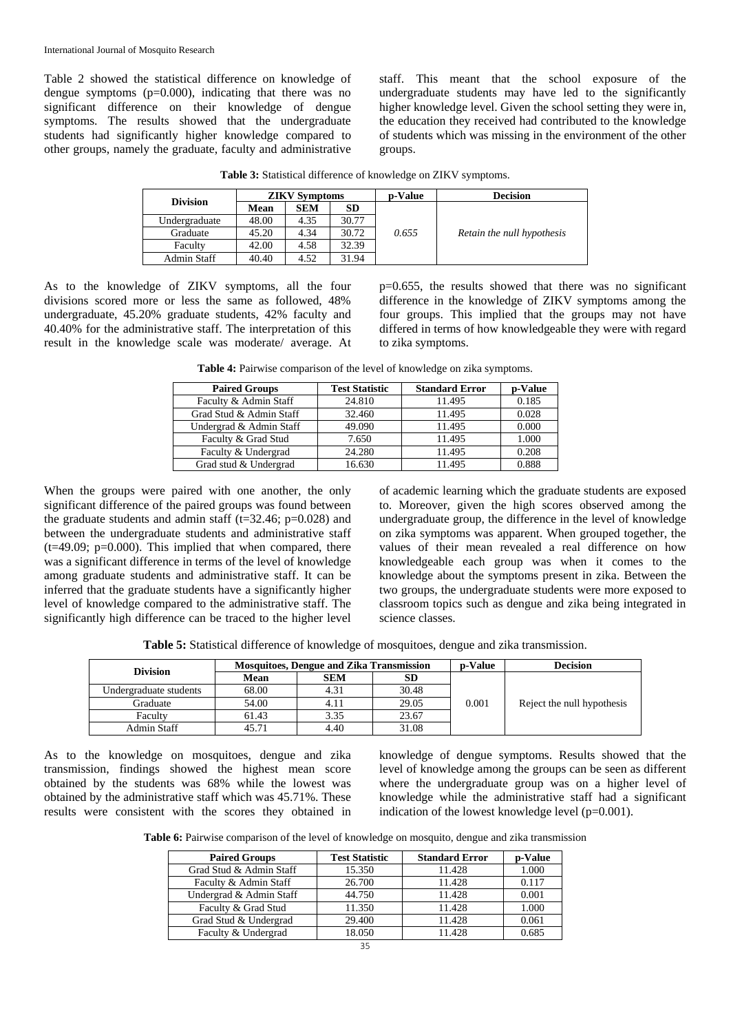Table 2 showed the statistical difference on knowledge of dengue symptoms (p=0.000), indicating that there was no significant difference on their knowledge of dengue symptoms. The results showed that the undergraduate students had significantly higher knowledge compared to other groups, namely the graduate, faculty and administrative staff. This meant that the school exposure of the undergraduate students may have led to the significantly higher knowledge level. Given the school setting they were in, the education they received had contributed to the knowledge of students which was missing in the environment of the other groups.

**Table 3:** Statistical difference of knowledge on ZIKV symptoms.

| Division | ZIKV Symptoms | | | p-Value | Decision |
|---|---|---|---|---|---|
| | Mean | SEM | SD | | |
| Undergraduate | 48.00 | 4.35 | 30.77 | *0.655* | *Retain the null hypothesis* |
| Graduate | 45.20 | 4.34 | 30.72 | | |
| Faculty | 42.00 | 4.58 | 32.39 | | |
| Admin Staff | 40.40 | 4.52 | 31.94 | | |

As to the knowledge of ZIKV symptoms, all the four divisions scored more or less the same as followed, 48% undergraduate, 45.20% graduate students, 42% faculty and 40.40% for the administrative staff. The interpretation of this result in the knowledge scale was moderate/ average. At p=0.655, the results showed that there was no significant difference in the knowledge of ZIKV symptoms among the four groups. This implied that the groups may not have differed in terms of how knowledgeable they were with regard to zika symptoms.

**Table 4:** Pairwise comparison of the level of knowledge on zika symptoms.

| Paired Groups | Test Statistic | Standard Error | p-Value |
|---|---|---|---|
| Faculty & Admin Staff | 24.810 | 11.495 | 0.185 |
| Grad Stud & Admin Staff | 32.460 | 11.495 | 0.028 |
| Undergrad & Admin Staff | 49.090 | 11.495 | 0.000 |
| Faculty & Grad Stud | 7.650 | 11.495 | 1.000 |
| Faculty & Undergrad | 24.280 | 11.495 | 0.208 |
| Grad stud & Undergrad | 16.630 | 11.495 | 0.888 |

When the groups were paired with one another, the only significant difference of the paired groups was found between the graduate students and admin staff (t=32.46; p=0.028) and between the undergraduate students and administrative staff (t=49.09; p=0.000). This implied that when compared, there was a significant difference in terms of the level of knowledge among graduate students and administrative staff. It can be inferred that the graduate students have a significantly higher level of knowledge compared to the administrative staff. The significantly high difference can be traced to the higher level of academic learning which the graduate students are exposed to. Moreover, given the high scores observed among the undergraduate group, the difference in the level of knowledge on zika symptoms was apparent. When grouped together, the values of their mean revealed a real difference on how knowledgeable each group was when it comes to the knowledge about the symptoms present in zika. Between the two groups, the undergraduate students were more exposed to classroom topics such as dengue and zika being integrated in science classes.

**Table 5:** Statistical difference of knowledge of mosquitoes, dengue and zika transmission.

| Division | Mosquitoes, Dengue and Zika Transmission | | | p-Value | Decision |
|---|---|---|---|---|---|
| | Mean | SEM | SD | | |
| Undergraduate students | 68.00 | 4.31 | 30.48 | 0.001 | Reject the null hypothesis |
| Graduate | 54.00 | 4.11 | 29.05 | | |
| Faculty | 61.43 | 3.35 | 23.67 | | |
| Admin Staff | 45.71 | 4.40 | 31.08 | | |

As to the knowledge on mosquitoes, dengue and zika transmission, findings showed the highest mean score obtained by the students was 68% while the lowest was obtained by the administrative staff which was 45.71%. These results were consistent with the scores they obtained in knowledge of dengue symptoms. Results showed that the level of knowledge among the groups can be seen as different where the undergraduate group was on a higher level of knowledge while the administrative staff had a significant indication of the lowest knowledge level (p=0.001).

**Table 6:** Pairwise comparison of the level of knowledge on mosquito, dengue and zika transmission

| Paired Groups | Test Statistic | Standard Error | p-Value |
|---|---|---|---|
| Grad Stud & Admin Staff | 15.350 | 11.428 | 1.000 |
| Faculty & Admin Staff | 26.700 | 11.428 | 0.117 |
| Undergrad & Admin Staff | 44.750 | 11.428 | 0.001 |
| Faculty & Grad Stud | 11.350 | 11.428 | 1.000 |
| Grad Stud & Undergrad | 29.400 | 11.428 | 0.061 |
| Faculty & Undergrad | 18.050 | 11.428 | 0.685 |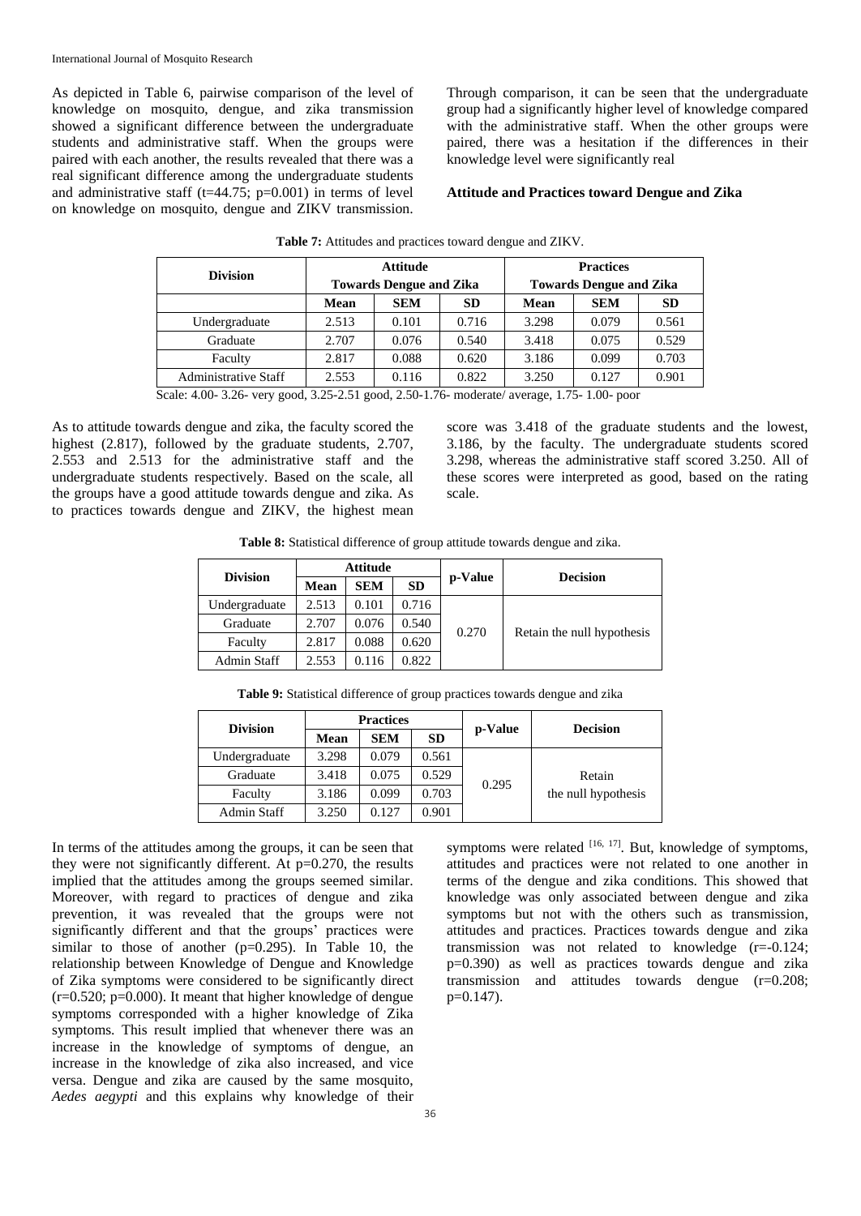As depicted in Table 6, pairwise comparison of the level of knowledge on mosquito, dengue, and zika transmission showed a significant difference between the undergraduate students and administrative staff. When the groups were paired with each another, the results revealed that there was a real significant difference among the undergraduate students and administrative staff ($t=44.75$; $p=0.001$) in terms of level on knowledge on mosquito, dengue and ZIKV transmission. Through comparison, it can be seen that the undergraduate group had a significantly higher level of knowledge compared with the administrative staff. When the other groups were paired, there was a hesitation if the differences in their knowledge level were significantly real

**Attitude and Practices toward Dengue and Zika**

**Table 7:** Attitudes and practices toward dengue and ZIKV.

| Division | Attitude Towards Dengue and Zika | | | Practices Towards Dengue and Zika | | |
|---|---|---|---|---|---|---|
| | Mean | SEM | SD | Mean | SEM | SD |
| Undergraduate | 2.513 | 0.101 | 0.716 | 3.298 | 0.079 | 0.561 |
| Graduate | 2.707 | 0.076 | 0.540 | 3.418 | 0.075 | 0.529 |
| Faculty | 2.817 | 0.088 | 0.620 | 3.186 | 0.099 | 0.703 |
| Administrative Staff | 2.553 | 0.116 | 0.822 | 3.250 | 0.127 | 0.901 |

Scale: 4.00- 3.26- very good, 3.25-2.51 good, 2.50-1.76- moderate/ average, 1.75- 1.00- poor

As to attitude towards dengue and zika, the faculty scored the highest (2.817), followed by the graduate students, 2.707, 2.553 and 2.513 for the administrative staff and the undergraduate students respectively. Based on the scale, all the groups have a good attitude towards dengue and zika. As to practices towards dengue and ZIKV, the highest mean score was 3.418 of the graduate students and the lowest, 3.186, by the faculty. The undergraduate students scored 3.298, whereas the administrative staff scored 3.250. All of these scores were interpreted as good, based on the rating scale.

**Table 8:** Statistical difference of group attitude towards dengue and zika.

| Division | Attitude | | | p-Value | Decision |
|---|---|---|---|---|---|
| | Mean | SEM | SD | | |
| Undergraduate | 2.513 | 0.101 | 0.716 | 0.270 | Retain the null hypothesis |
| Graduate | 2.707 | 0.076 | 0.540 | | |
| Faculty | 2.817 | 0.088 | 0.620 | | |
| Admin Staff | 2.553 | 0.116 | 0.822 | | |

**Table 9:** Statistical difference of group practices towards dengue and zika

| Division | Practices | | | p-Value | Decision |
|---|---|---|---|---|---|
| | Mean | SEM | SD | | |
| Undergraduate | 3.298 | 0.079 | 0.561 | 0.295 | Retain the null hypothesis |
| Graduate | 3.418 | 0.075 | 0.529 | | |
| Faculty | 3.186 | 0.099 | 0.703 | | |
| Admin Staff | 3.250 | 0.127 | 0.901 | | |

In terms of the attitudes among the groups, it can be seen that they were not significantly different. At $p=0.270$, the results implied that the attitudes among the groups seemed similar. Moreover, with regard to practices of dengue and zika prevention, it was revealed that the groups were not significantly different and that the groups' practices were similar to those of another ($p=0.295$). In Table 10, the relationship between Knowledge of Dengue and Knowledge of Zika symptoms were considered to be significantly direct ($r=0.520$; $p=0.000$). It meant that higher knowledge of dengue symptoms corresponded with a higher knowledge of Zika symptoms. This result implied that whenever there was an increase in the knowledge of symptoms of dengue, an increase in the knowledge of zika also increased, and vice versa. Dengue and zika are caused by the same mosquito, *Aedes aegypti* and this explains why knowledge of their symptoms were related [16, 17]. But, knowledge of symptoms, attitudes and practices were not related to one another in terms of the dengue and zika conditions. This showed that knowledge was only associated between dengue and zika symptoms but not with the others such as transmission, attitudes and practices. Practices towards dengue and zika transmission was not related to knowledge ($r=-0.124$; $p=0.390$) as well as practices towards dengue and zika transmission and attitudes towards dengue ($r=0.208$; $p=0.147$).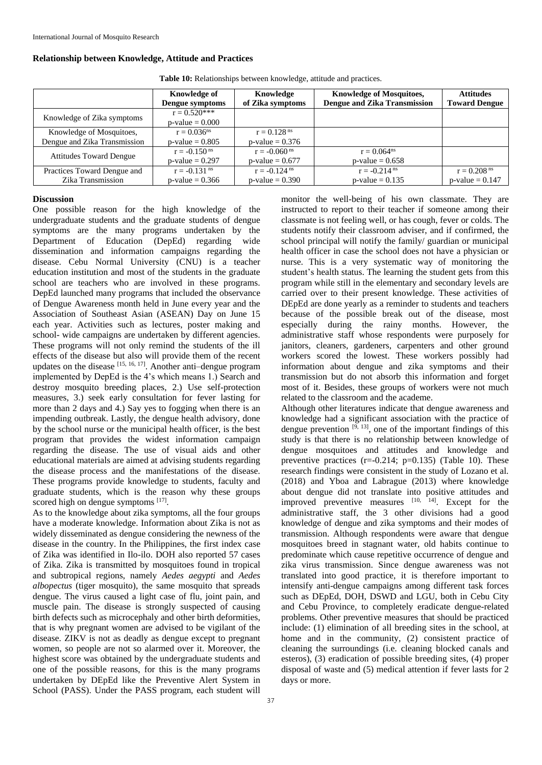### Relationship between Knowledge, Attitude and Practices

**Table 10:** Relationships between knowledge, attitude and practices.

| | Knowledge of Dengue symptoms | Knowledge of Zika symptoms | Knowledge of Mosquitoes, Dengue and Zika Transmission | Attitudes Toward Dengue |
|---|---|---|---|---|
| Knowledge of Zika symptoms | r = 0.520*** p-value = 0.000 | | | |
| Knowledge of Mosquitoes, Dengue and Zika Transmission | r = 0.036ns p-value = 0.805 | r = 0.128 ns p-value = 0.376 | | |
| Attitudes Toward Dengue | r = -0.150 ns p-value = 0.297 | r = -0.060 ns p-value = 0.677 | r = 0.064ns p-value = 0.658 | |
| Practices Toward Dengue and Zika Transmission | r = -0.131 ns p-value = 0.366 | r = -0.124 ns p-value = 0.390 | r = -0.214 ns p-value = 0.135 | r = 0.208 ns p-value = 0.147 |

### Discussion

One possible reason for the high knowledge of the undergraduate students and the graduate students of dengue symptoms are the many programs undertaken by the Department of Education (DepEd) regarding wide dissemination and information campaigns regarding the disease. Cebu Normal University (CNU) is a teacher education institution and most of the students in the graduate school are teachers who are involved in these programs. DepEd launched many programs that included the observance of Dengue Awareness month held in June every year and the Association of Southeast Asian (ASEAN) Day on June 15 each year. Activities such as lectures, poster making and school- wide campaigns are undertaken by different agencies. These programs will not only remind the students of the ill effects of the disease but also will provide them of the recent updates on the disease [15, 16, 17]. Another anti–dengue program implemented by DepEd is the 4's which means 1.) Search and destroy mosquito breeding places, 2.) Use self-protection measures, 3.) seek early consultation for fever lasting for more than 2 days and 4.) Say yes to fogging when there is an impending outbreak. Lastly, the dengue health advisory, done by the school nurse or the municipal health officer, is the best program that provides the widest information campaign regarding the disease. The use of visual aids and other educational materials are aimed at advising students regarding the disease process and the manifestations of the disease. These programs provide knowledge to students, faculty and graduate students, which is the reason why these groups scored high on dengue symptoms [17].

As to the knowledge about zika symptoms, all the four groups have a moderate knowledge. Information about Zika is not as widely disseminated as dengue considering the newness of the disease in the country. In the Philippines, the first index case of Zika was identified in Ilo-ilo. DOH also reported 57 cases of Zika. Zika is transmitted by mosquitoes found in tropical and subtropical regions, namely *Aedes aegypti* and *Aedes albopectus* (tiger mosquito), the same mosquito that spreads dengue. The virus caused a light case of flu, joint pain, and muscle pain. The disease is strongly suspected of causing birth defects such as microcephaly and other birth deformities, that is why pregnant women are advised to be vigilant of the disease. ZIKV is not as deadly as dengue except to pregnant women, so people are not so alarmed over it. Moreover, the highest score was obtained by the undergraduate students and one of the possible reasons, for this is the many programs undertaken by DEpEd like the Preventive Alert System in School (PASS). Under the PASS program, each student will monitor the well-being of his own classmate. They are instructed to report to their teacher if someone among their classmate is not feeling well, or has cough, fever or colds. The students notify their classroom adviser, and if confirmed, the school principal will notify the family/ guardian or municipal health officer in case the school does not have a physician or nurse. This is a very systematic way of monitoring the student's health status. The learning the student gets from this program while still in the elementary and secondary levels are carried over to their present knowledge. These activities of DEpEd are done yearly as a reminder to students and teachers because of the possible break out of the disease, most especially during the rainy months. However, the administrative staff whose respondents were purposely for janitors, cleaners, gardeners, carpenters and other ground workers scored the lowest. These workers possibly had information about dengue and zika symptoms and their transmission but do not absorb this information and forget most of it. Besides, these groups of workers were not much related to the classroom and the academe.

Although other literatures indicate that dengue awareness and knowledge had a significant association with the practice of dengue prevention [9, 13], one of the important findings of this study is that there is no relationship between knowledge of dengue mosquitoes and attitudes and knowledge and preventive practices (r=-0.214; p=0.135) (Table 10). These research findings were consistent in the study of Lozano et al. (2018) and Yboa and Labrague (2013) where knowledge about dengue did not translate into positive attitudes and improved preventive measures [10, 14]. Except for the administrative staff, the 3 other divisions had a good knowledge of dengue and zika symptoms and their modes of transmission. Although respondents were aware that dengue mosquitoes breed in stagnant water, old habits continue to predominate which cause repetitive occurrence of dengue and zika virus transmission. Since dengue awareness was not translated into good practice, it is therefore important to intensify anti-dengue campaigns among different task forces such as DEpEd, DOH, DSWD and LGU, both in Cebu City and Cebu Province, to completely eradicate dengue-related problems. Other preventive measures that should be practiced include: (1) elimination of all breeding sites in the school, at home and in the community, (2) consistent practice of cleaning the surroundings (i.e. cleaning blocked canals and esteros), (3) eradication of possible breeding sites, (4) proper disposal of waste and (5) medical attention if fever lasts for 2 days or more.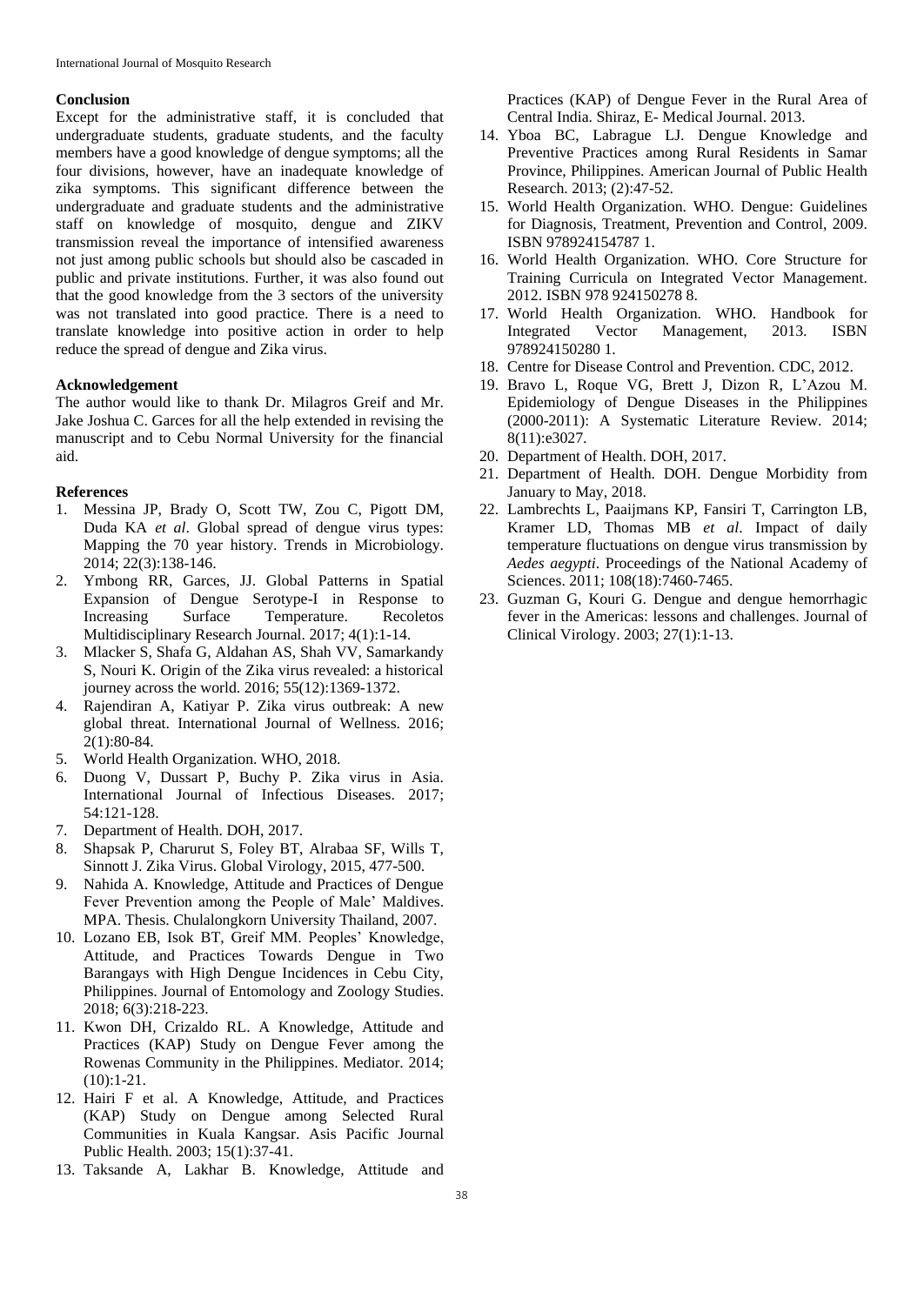## Conclusion

Except for the administrative staff, it is concluded that undergraduate students, graduate students, and the faculty members have a good knowledge of dengue symptoms; all the four divisions, however, have an inadequate knowledge of zika symptoms. This significant difference between the undergraduate and graduate students and the administrative staff on knowledge of mosquito, dengue and ZIKV transmission reveal the importance of intensified awareness not just among public schools but should also be cascaded in public and private institutions. Further, it was also found out that the good knowledge from the 3 sectors of the university was not translated into good practice. There is a need to translate knowledge into positive action in order to help reduce the spread of dengue and Zika virus.

## Acknowledgement

The author would like to thank Dr. Milagros Greif and Mr. Jake Joshua C. Garces for all the help extended in revising the manuscript and to Cebu Normal University for the financial aid.

## References

1. Messina JP, Brady O, Scott TW, Zou C, Pigott DM, Duda KA *et al*. Global spread of dengue virus types: Mapping the 70 year history. Trends in Microbiology. 2014; 22(3):138-146.
2. Ymbong RR, Garces, JJ. Global Patterns in Spatial Expansion of Dengue Serotype-I in Response to Increasing Surface Temperature. Recoletos Multidisciplinary Research Journal. 2017; 4(1):1-14.
3. Mlacker S, Shafa G, Aldahan AS, Shah VV, Samarkandy S, Nouri K. Origin of the Zika virus revealed: a historical journey across the world. 2016; 55(12):1369-1372.
4. Rajendiran A, Katiyar P. Zika virus outbreak: A new global threat. International Journal of Wellness. 2016; 2(1):80-84.
5. World Health Organization. WHO, 2018.
6. Duong V, Dussart P, Buchy P. Zika virus in Asia. International Journal of Infectious Diseases. 2017; 54:121-128.
7. Department of Health. DOH, 2017.
8. Shapsak P, Charurut S, Foley BT, Alrabaa SF, Wills T, Sinnott J. Zika Virus. Global Virology, 2015, 477-500.
9. Nahida A. Knowledge, Attitude and Practices of Dengue Fever Prevention among the People of Male' Maldives. MPA. Thesis. Chulalongkorn University Thailand, 2007.
10. Lozano EB, Isok BT, Greif MM. Peoples' Knowledge, Attitude, and Practices Towards Dengue in Two Barangays with High Dengue Incidences in Cebu City, Philippines. Journal of Entomology and Zoology Studies. 2018; 6(3):218-223.
11. Kwon DH, Crizaldo RL. A Knowledge, Attitude and Practices (KAP) Study on Dengue Fever among the Rowenas Community in the Philippines. Mediator. 2014; (10):1-21.
12. Hairi F et al. A Knowledge, Attitude, and Practices (KAP) Study on Dengue among Selected Rural Communities in Kuala Kangsar. Asis Pacific Journal Public Health. 2003; 15(1):37-41.
13. Taksande A, Lakhar B. Knowledge, Attitude and Practices (KAP) of Dengue Fever in the Rural Area of Central India. Shiraz, E- Medical Journal. 2013.
14. Yboa BC, Labrague LJ. Dengue Knowledge and Preventive Practices among Rural Residents in Samar Province, Philippines. American Journal of Public Health Research. 2013; (2):47-52.
15. World Health Organization. WHO. Dengue: Guidelines for Diagnosis, Treatment, Prevention and Control, 2009. ISBN 978924154787 1.
16. World Health Organization. WHO. Core Structure for Training Curricula on Integrated Vector Management. 2012. ISBN 978 924150278 8.
17. World Health Organization. WHO. Handbook for Integrated Vector Management, 2013. ISBN 978924150280 1.
18. Centre for Disease Control and Prevention. CDC, 2012.
19. Bravo L, Roque VG, Brett J, Dizon R, L'Azou M. Epidemiology of Dengue Diseases in the Philippines (2000-2011): A Systematic Literature Review. 2014; 8(11):e3027.
20. Department of Health. DOH, 2017.
21. Department of Health. DOH. Dengue Morbidity from January to May, 2018.
22. Lambrechts L, Paaijmans KP, Fansiri T, Carrington LB, Kramer LD, Thomas MB *et al*. Impact of daily temperature fluctuations on dengue virus transmission by *Aedes aegypti*. Proceedings of the National Academy of Sciences. 2011; 108(18):7460-7465.
23. Guzman G, Kouri G. Dengue and dengue hemorrhagic fever in the Americas: lessons and challenges. Journal of Clinical Virology. 2003; 27(1):1-13.